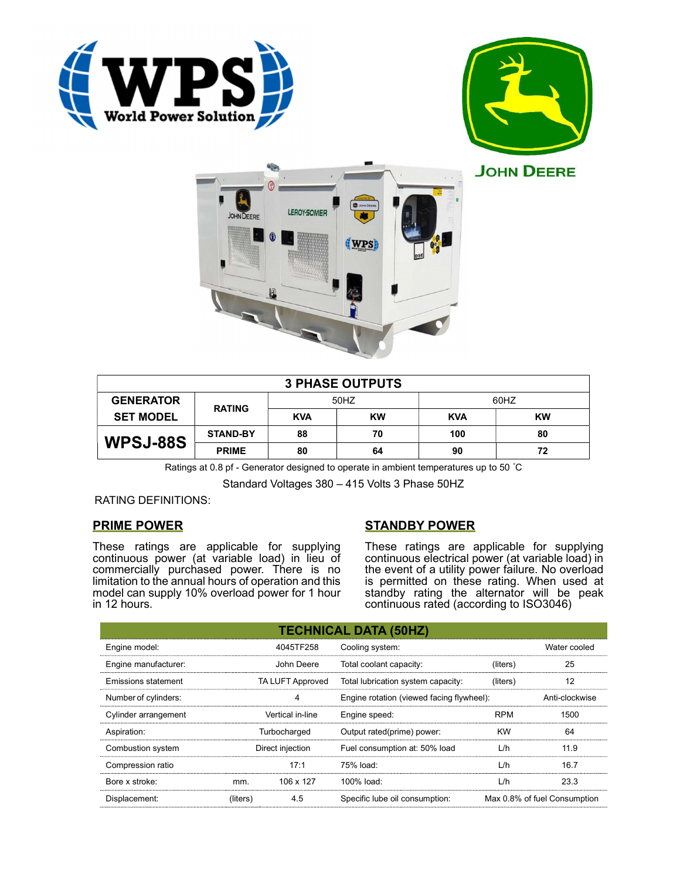WPS World Power Solution

JOHN DEERE

| 3 PHASE OUTPUTS | | | | | |
|---|---|---|---|---|---|
| GENERATOR SET MODEL | RATING | 50HZ | | 60HZ | |
| | | KVA | KW | KVA | KW |
| WPSJ-88S | STAND-BY | 88 | 70 | 100 | 80 |
| | PRIME | 80 | 64 | 90 | 72 |

Ratings at 0.8 pf - Generator designed to operate in ambient temperatures up to 50 ˚C

Standard Voltages 380 – 415 Volts 3 Phase 50HZ

RATING DEFINITIONS:

## PRIME POWER

These ratings are applicable for supplying continuous power (at variable load) in lieu of commercially purchased power. There is no limitation to the annual hours of operation and this model can supply 10% overload power for 1 hour in 12 hours.

## STANDBY POWER

These ratings are applicable for supplying continuous electrical power (at variable load) in the event of a utility power failure. No overload is permitted on these rating. When used at standby rating the alternator will be peak continuous rated (according to ISO3046)

| TECHNICAL DATA (50HZ) | | | | | |
|---|---|---|---|---|---|
| Engine model: | | 4045TF258 | Cooling system: | | Water cooled |
| Engine manufacturer: | | John Deere | Total coolant capacity: | (liters) | 25 |
| Emissions statement | | TA LUFT Approved | Total lubrication system capacity: | (liters) | 12 |
| Number of cylinders: | | 4 | Engine rotation (viewed facing flywheel): | | Anti-clockwise |
| Cylinder arrangement | | Vertical in-line | Engine speed: | RPM | 1500 |
| Aspiration: | | Turbocharged | Output rated(prime) power: | KW | 64 |
| Combustion system | | Direct injection | Fuel consumption at: 50% load | L/h | 11.9 |
| Compression ratio | | 17:1 | 75% load: | L/h | 16.7 |
| Bore x stroke: | mm. | 106 x 127 | 100% load: | L/h | 23.3 |
| Displacement: | (liters) | 4.5 | Specific lube oil consumption: | | Max 0.8% of fuel Consumption |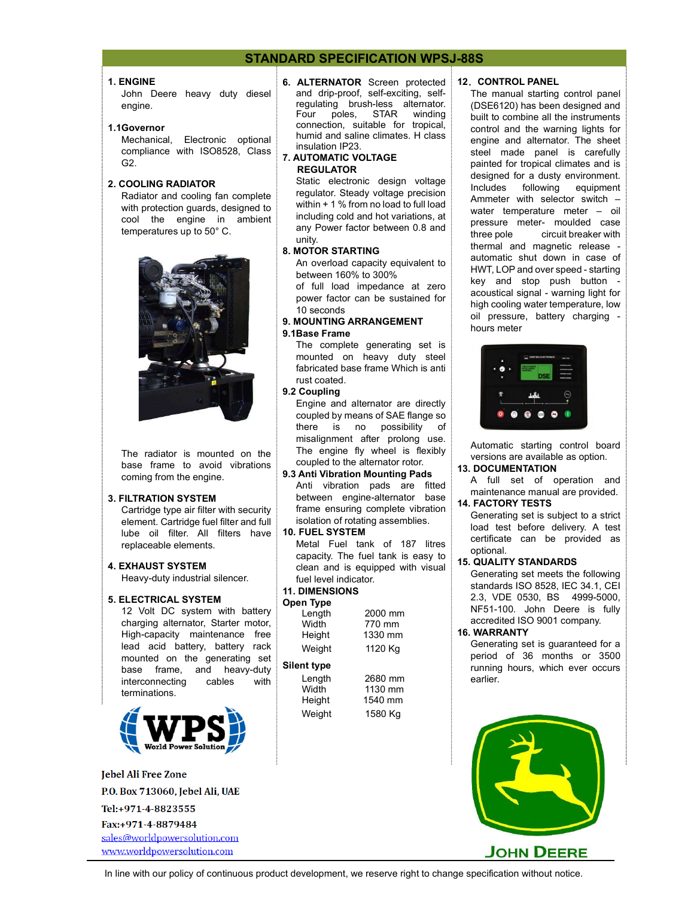# STANDARD SPECIFICATION WPSJ-88S

## 1. ENGINE

John Deere heavy duty diesel engine.

### 1.1 Governor

Mechanical, Electronic optional compliance with ISO8528, Class G2.

## 2. COOLING RADIATOR

Radiator and cooling fan complete with protection guards, designed to cool the engine in ambient temperatures up to 50° C.

The radiator is mounted on the base frame to avoid vibrations coming from the engine.

## 3. FILTRATION SYSTEM

Cartridge type air filter with security element. Cartridge fuel filter and full lube oil filter. All filters have replaceable elements.

## 4. EXHAUST SYSTEM

Heavy-duty industrial silencer.

## 5. ELECTRICAL SYSTEM

12 Volt DC system with battery charging alternator, Starter motor, High-capacity maintenance free lead acid battery, battery rack mounted on the generating set base frame, and heavy-duty interconnecting cables with terminations.

**Jebel Ali Free Zone**
**P.O. Box 713060, Jebel Ali, UAE**
**Tel:+971-4-8823555**
**Fax:+971-4-8879484**
sales@worldpowersolution.com
www.worldpowersolution.com

## 6. ALTERNATOR

Screen protected and drip-proof, self-exciting, self-regulating brush-less alternator. Four poles, STAR winding connection, suitable for tropical, humid and saline climates. H class insulation IP23.

## 7. AUTOMATIC VOLTAGE REGULATOR

Static electronic design voltage regulator. Steady voltage precision within + 1 % from no load to full load including cold and hot variations, at any Power factor between 0.8 and unity.

## 8. MOTOR STARTING

An overload capacity equivalent to between 160% to 300% of full load impedance at zero power factor can be sustained for 10 seconds

## 9. MOUNTING ARRANGEMENT

### 9.1 Base Frame

The complete generating set is mounted on heavy duty steel fabricated base frame Which is anti rust coated.

### 9.2 Coupling

Engine and alternator are directly coupled by means of SAE flange so there is no possibility of misalignment after prolong use. The engine fly wheel is flexibly coupled to the alternator rotor.

### 9.3 Anti Vibration Mounting Pads

Anti vibration pads are fitted between engine-alternator base frame ensuring complete vibration isolation of rotating assemblies.

## 10. FUEL SYSTEM

Metal Fuel tank of 187 litres capacity. The fuel tank is easy to clean and is equipped with visual fuel level indicator.

## 11. DIMENSIONS

**Open Type**

| | |
|---|---|
| Length | 2000 mm |
| Width | 770 mm |
| Height | 1330 mm |
| Weight | 1120 Kg |

**Silent type**

| | |
|---|---|
| Length | 2680 mm |
| Width | 1130 mm |
| Height | 1540 mm |
| Weight | 1580 Kg |

## 12. CONTROL PANEL

The manual starting control panel (DSE6120) has been designed and built to combine all the instruments control and the warning lights for engine and alternator. The sheet steel made panel is carefully painted for tropical climates and is designed for a dusty environment. Includes following equipment Ammeter with selector switch – water temperature meter – oil pressure meter- moulded case three pole circuit breaker with thermal and magnetic release - automatic shut down in case of HWT, LOP and over speed - starting key and stop push button - acoustical signal - warning light for high cooling water temperature, low oil pressure, battery charging - hours meter

Automatic starting control board versions are available as option.

## 13. DOCUMENTATION

A full set of operation and maintenance manual are provided.

## 14. FACTORY TESTS

Generating set is subject to a strict load test before delivery. A test certificate can be provided as optional.

## 15. QUALITY STANDARDS

Generating set meets the following standards ISO 8528, IEC 34.1, CEI 2.3, VDE 0530, BS 4999-5000, NF51-100. John Deere is fully accredited ISO 9001 company.

## 16. WARRANTY

Generating set is guaranteed for a period of 36 months or 3500 running hours, which ever occurs earlier.

In line with our policy of continuous product development, we reserve right to change specification without notice.